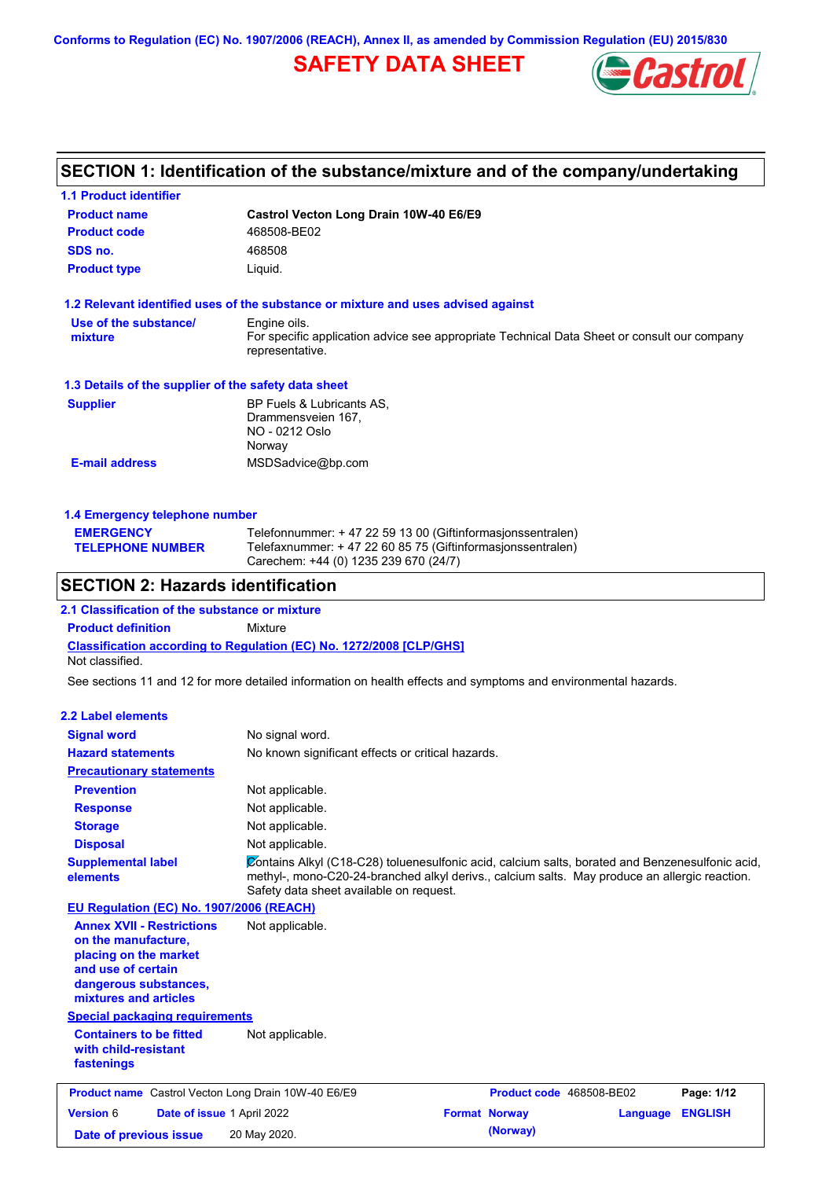Conforms to Regulation (EC) No. 1907/2006 (REACH), Annex II, as amended by Commission Regulation (EU) 2015/830

# SAFETY DATA SHEET

## SECTION 1: Identification of the substance/mixture and of the company/undertaking

### 1.1 Product identifier

| | |
|---|---|
| **Product name** | **Castrol Vecton Long Drain 10W-40 E6/E9** |
| **Product code** | 468508-BE02 |
| **SDS no.** | 468508 |
| **Product type** | Liquid. |

### 1.2 Relevant identified uses of the substance or mixture and uses advised against

| | |
|---|---|
| **Use of the substance/ mixture** | Engine oils. For specific application advice see appropriate Technical Data Sheet or consult our company representative. |

### 1.3 Details of the supplier of the safety data sheet

| | |
|---|---|
| **Supplier** | BP Fuels & Lubricants AS, Drammensveien 167, NO - 0212 Oslo Norway |
| **E-mail address** | MSDSadvice@bp.com |

### 1.4 Emergency telephone number

| | |
|---|---|
| **EMERGENCY TELEPHONE NUMBER** | Telefonnummer: + 47 22 59 13 00 (Giftinformasjonssentralen) Telefaxnummer: + 47 22 60 85 75 (Giftinformasjonssentralen) Carechem: +44 (0) 1235 239 670 (24/7) |

## SECTION 2: Hazards identification

### 2.1 Classification of the substance or mixture

**Product definition** Mixture

**Classification according to Regulation (EC) No. 1272/2008 [CLP/GHS]**

Not classified.

See sections 11 and 12 for more detailed information on health effects and symptoms and environmental hazards.

### 2.2 Label elements

| | |
|---|---|
| **Signal word** | No signal word. |
| **Hazard statements** | No known significant effects or critical hazards. |
| **Precautionary statements** | |
| **Prevention** | Not applicable. |
| **Response** | Not applicable. |
| **Storage** | Not applicable. |
| **Disposal** | Not applicable. |
| **Supplemental label elements** | Contains Alkyl (C18-C28) toluenesulfonic acid, calcium salts, borated and Benzenesulfonic acid, methyl-, mono-C20-24-branched alkyl derivs., calcium salts. May produce an allergic reaction. Safety data sheet available on request. |

**EU Regulation (EC) No. 1907/2006 (REACH)**

| | |
|---|---|
| **Annex XVII - Restrictions on the manufacture, placing on the market and use of certain dangerous substances, mixtures and articles** | Not applicable. |

**Special packaging requirements**

| | |
|---|---|
| **Containers to be fitted with child-resistant fastenings** | Not applicable. |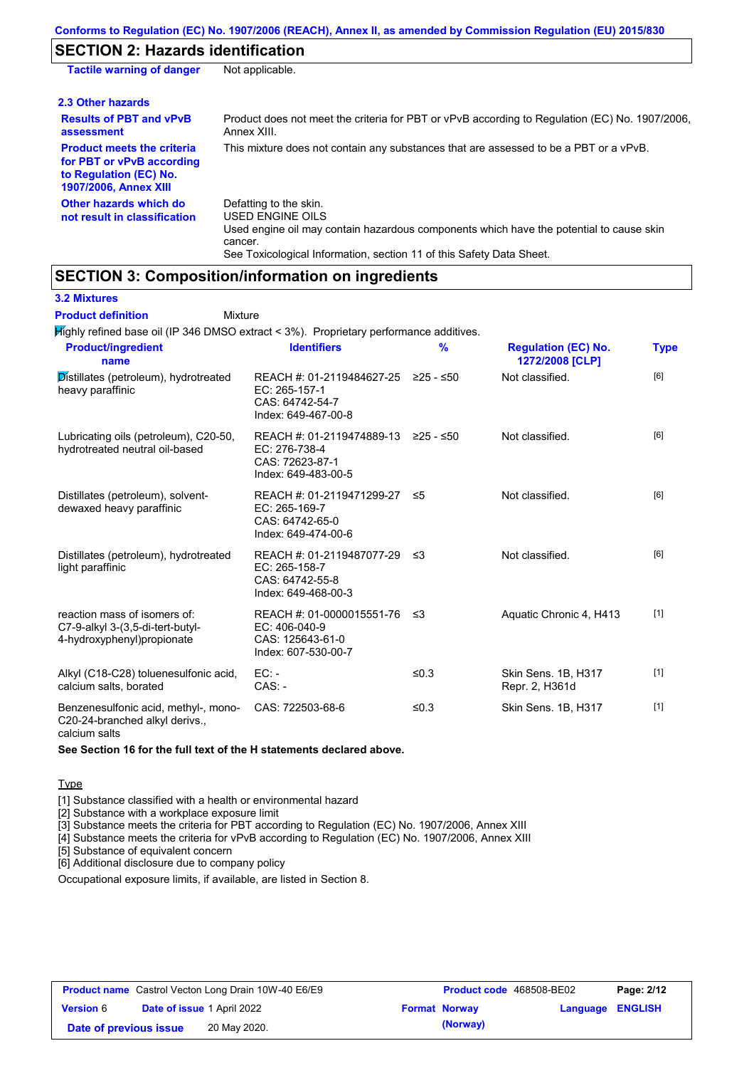## SECTION 2: Hazards identification

**Tactile warning of danger** Not applicable.

### 2.3 Other hazards

**Results of PBT and vPvB assessment**: Product does not meet the criteria for PBT or vPvB according to Regulation (EC) No. 1907/2006, Annex XIII.

**Product meets the criteria for PBT or vPvB according to Regulation (EC) No. 1907/2006, Annex XIII**: This mixture does not contain any substances that are assessed to be a PBT or a vPvB.

**Other hazards which do not result in classification**: Defatting to the skin.
USED ENGINE OILS
Used engine oil may contain hazardous components which have the potential to cause skin cancer.
See Toxicological Information, section 11 of this Safety Data Sheet.

## SECTION 3: Composition/information on ingredients

### 3.2 Mixtures

**Product definition** Mixture

Highly refined base oil (IP 346 DMSO extract < 3%). Proprietary performance additives.

| Product/ingredient name | Identifiers | % | Regulation (EC) No. 1272/2008 [CLP] | Type |
|---|---|---|---|---|
| Distillates (petroleum), hydrotreated heavy paraffinic | REACH #: 01-2119484627-25<br>EC: 265-157-1<br>CAS: 64742-54-7<br>Index: 649-467-00-8 | ≥25 - ≤50 | Not classified. | [6] |
| Lubricating oils (petroleum), C20-50, hydrotreated neutral oil-based | REACH #: 01-2119474889-13<br>EC: 276-738-4<br>CAS: 72623-87-1<br>Index: 649-483-00-5 | ≥25 - ≤50 | Not classified. | [6] |
| Distillates (petroleum), solvent-dewaxed heavy paraffinic | REACH #: 01-2119471299-27<br>EC: 265-169-7<br>CAS: 64742-65-0<br>Index: 649-474-00-6 | ≤5 | Not classified. | [6] |
| Distillates (petroleum), hydrotreated light paraffinic | REACH #: 01-2119487077-29<br>EC: 265-158-7<br>CAS: 64742-55-8<br>Index: 649-468-00-3 | ≤3 | Not classified. | [6] |
| reaction mass of isomers of: C7-9-alkyl 3-(3,5-di-tert-butyl-4-hydroxyphenyl)propionate | REACH #: 01-0000015551-76<br>EC: 406-040-9<br>CAS: 125643-61-0<br>Index: 607-530-00-7 | ≤3 | Aquatic Chronic 4, H413 | [1] |
| Alkyl (C18-C28) toluenesulfonic acid, calcium salts, borated | EC: -<br>CAS: - | ≤0.3 | Skin Sens. 1B, H317<br>Repr. 2, H361d | [1] |
| Benzenesulfonic acid, methyl-, mono-C20-24-branched alkyl derivs., calcium salts | CAS: 722503-68-6 | ≤0.3 | Skin Sens. 1B, H317 | [1] |

**See Section 16 for the full text of the H statements declared above.**

Type

[1] Substance classified with a health or environmental hazard
[2] Substance with a workplace exposure limit
[3] Substance meets the criteria for PBT according to Regulation (EC) No. 1907/2006, Annex XIII
[4] Substance meets the criteria for vPvB according to Regulation (EC) No. 1907/2006, Annex XIII
[5] Substance of equivalent concern
[6] Additional disclosure due to company policy

Occupational exposure limits, if available, are listed in Section 8.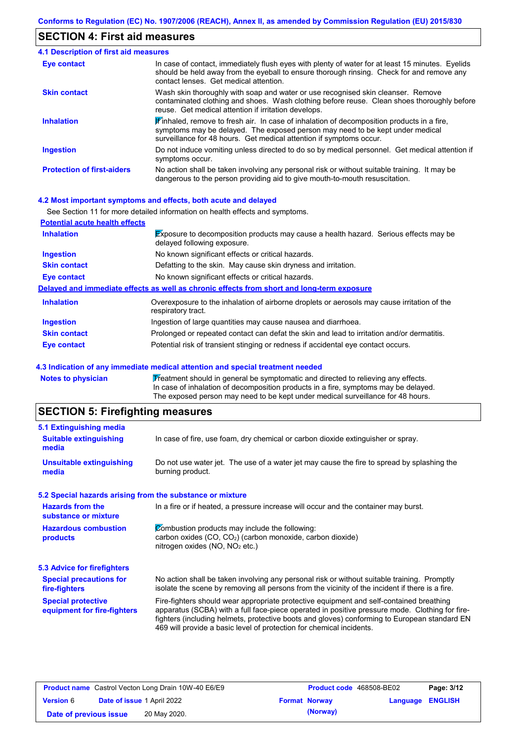## SECTION 4: First aid measures

### 4.1 Description of first aid measures

| | |
|---|---|
| **Eye contact** | In case of contact, immediately flush eyes with plenty of water for at least 15 minutes. Eyelids should be held away from the eyeball to ensure thorough rinsing. Check for and remove any contact lenses. Get medical attention. |
| **Skin contact** | Wash skin thoroughly with soap and water or use recognised skin cleanser. Remove contaminated clothing and shoes. Wash clothing before reuse. Clean shoes thoroughly before reuse. Get medical attention if irritation develops. |
| **Inhalation** | If inhaled, remove to fresh air. In case of inhalation of decomposition products in a fire, symptoms may be delayed. The exposed person may need to be kept under medical surveillance for 48 hours. Get medical attention if symptoms occur. |
| **Ingestion** | Do not induce vomiting unless directed to do so by medical personnel. Get medical attention if symptoms occur. |
| **Protection of first-aiders** | No action shall be taken involving any personal risk or without suitable training. It may be dangerous to the person providing aid to give mouth-to-mouth resuscitation. |

### 4.2 Most important symptoms and effects, both acute and delayed

See Section 11 for more detailed information on health effects and symptoms.

**Potential acute health effects**

| | |
|---|---|
| **Inhalation** | Exposure to decomposition products may cause a health hazard. Serious effects may be delayed following exposure. |
| **Ingestion** | No known significant effects or critical hazards. |
| **Skin contact** | Defatting to the skin. May cause skin dryness and irritation. |
| **Eye contact** | No known significant effects or critical hazards. |

**Delayed and immediate effects as well as chronic effects from short and long-term exposure**

| | |
|---|---|
| **Inhalation** | Overexposure to the inhalation of airborne droplets or aerosols may cause irritation of the respiratory tract. |
| **Ingestion** | Ingestion of large quantities may cause nausea and diarrhoea. |
| **Skin contact** | Prolonged or repeated contact can defat the skin and lead to irritation and/or dermatitis. |
| **Eye contact** | Potential risk of transient stinging or redness if accidental eye contact occurs. |

### 4.3 Indication of any immediate medical attention and special treatment needed

| | |
|---|---|
| **Notes to physician** | Treatment should in general be symptomatic and directed to relieving any effects. In case of inhalation of decomposition products in a fire, symptoms may be delayed. The exposed person may need to be kept under medical surveillance for 48 hours. |

## SECTION 5: Firefighting measures

### 5.1 Extinguishing media

| | |
|---|---|
| **Suitable extinguishing media** | In case of fire, use foam, dry chemical or carbon dioxide extinguisher or spray. |
| **Unsuitable extinguishing media** | Do not use water jet. The use of a water jet may cause the fire to spread by splashing the burning product. |

### 5.2 Special hazards arising from the substance or mixture

| | |
|---|---|
| **Hazards from the substance or mixture** | In a fire or if heated, a pressure increase will occur and the container may burst. |
| **Hazardous combustion products** | Combustion products may include the following:<br>carbon oxides (CO, $CO_2$) (carbon monoxide, carbon dioxide)<br>nitrogen oxides (NO, $NO_2$ etc.) |

### 5.3 Advice for firefighters

| | |
|---|---|
| **Special precautions for fire-fighters** | No action shall be taken involving any personal risk or without suitable training. Promptly isolate the scene by removing all persons from the vicinity of the incident if there is a fire. |
| **Special protective equipment for fire-fighters** | Fire-fighters should wear appropriate protective equipment and self-contained breathing apparatus (SCBA) with a full face-piece operated in positive pressure mode. Clothing for fire-fighters (including helmets, protective boots and gloves) conforming to European standard EN 469 will provide a basic level of protection for chemical incidents. |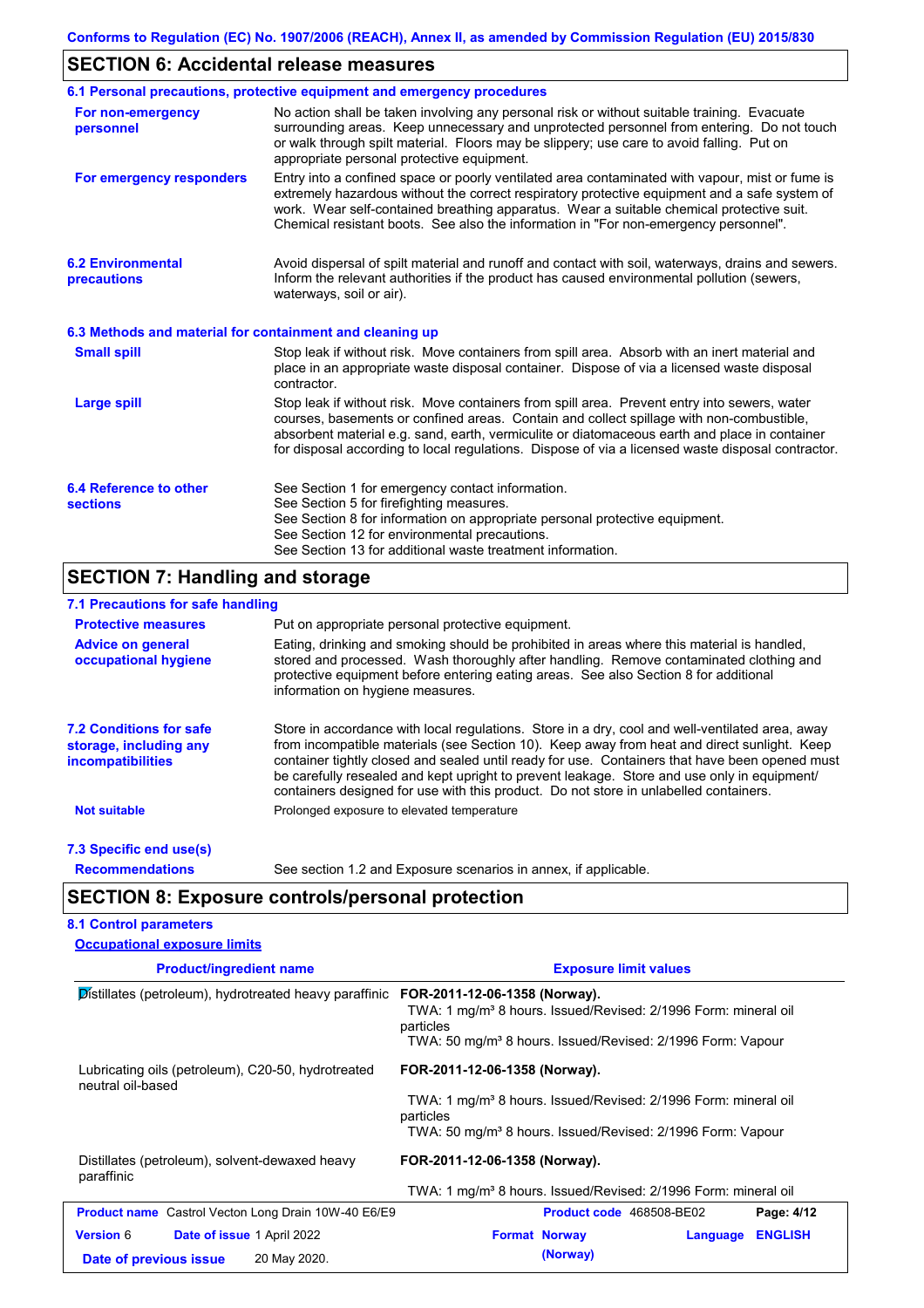## SECTION 6: Accidental release measures

### 6.1 Personal precautions, protective equipment and emergency procedures

**For non-emergency personnel**

No action shall be taken involving any personal risk or without suitable training. Evacuate surrounding areas. Keep unnecessary and unprotected personnel from entering. Do not touch or walk through spilt material. Floors may be slippery; use care to avoid falling. Put on appropriate personal protective equipment.

**For emergency responders**

Entry into a confined space or poorly ventilated area contaminated with vapour, mist or fume is extremely hazardous without the correct respiratory protective equipment and a safe system of work. Wear self-contained breathing apparatus. Wear a suitable chemical protective suit. Chemical resistant boots. See also the information in "For non-emergency personnel".

### 6.2 Environmental precautions

Avoid dispersal of spilt material and runoff and contact with soil, waterways, drains and sewers. Inform the relevant authorities if the product has caused environmental pollution (sewers, waterways, soil or air).

### 6.3 Methods and material for containment and cleaning up

**Small spill**

Stop leak if without risk. Move containers from spill area. Absorb with an inert material and place in an appropriate waste disposal container. Dispose of via a licensed waste disposal contractor.

**Large spill**

Stop leak if without risk. Move containers from spill area. Prevent entry into sewers, water courses, basements or confined areas. Contain and collect spillage with non-combustible, absorbent material e.g. sand, earth, vermiculite or diatomaceous earth and place in container for disposal according to local regulations. Dispose of via a licensed waste disposal contractor.

### 6.4 Reference to other sections

See Section 1 for emergency contact information.
See Section 5 for firefighting measures.
See Section 8 for information on appropriate personal protective equipment.
See Section 12 for environmental precautions.
See Section 13 for additional waste treatment information.

## SECTION 7: Handling and storage

### 7.1 Precautions for safe handling

**Protective measures**

Put on appropriate personal protective equipment.

**Advice on general occupational hygiene**

Eating, drinking and smoking should be prohibited in areas where this material is handled, stored and processed. Wash thoroughly after handling. Remove contaminated clothing and protective equipment before entering eating areas. See also Section 8 for additional information on hygiene measures.

### 7.2 Conditions for safe storage, including any incompatibilities

Store in accordance with local regulations. Store in a dry, cool and well-ventilated area, away from incompatible materials (see Section 10). Keep away from heat and direct sunlight. Keep container tightly closed and sealed until ready for use. Containers that have been opened must be carefully resealed and kept upright to prevent leakage. Store and use only in equipment/ containers designed for use with this product. Do not store in unlabelled containers.

**Not suitable**

Prolonged exposure to elevated temperature

### 7.3 Specific end use(s)

**Recommendations**

See section 1.2 and Exposure scenarios in annex, if applicable.

## SECTION 8: Exposure controls/personal protection

### 8.1 Control parameters

**Occupational exposure limits**

| Product/ingredient name | Exposure limit values |
|---|---|
| Distillates (petroleum), hydrotreated heavy paraffinic | **FOR-2011-12-06-1358 (Norway).**<br>TWA: 1 mg/m³ 8 hours. Issued/Revised: 2/1996 Form: mineral oil particles<br>TWA: 50 mg/m³ 8 hours. Issued/Revised: 2/1996 Form: Vapour |
| Lubricating oils (petroleum), C20-50, hydrotreated neutral oil-based | **FOR-2011-12-06-1358 (Norway).**<br>TWA: 1 mg/m³ 8 hours. Issued/Revised: 2/1996 Form: mineral oil particles<br>TWA: 50 mg/m³ 8 hours. Issued/Revised: 2/1996 Form: Vapour |
| Distillates (petroleum), solvent-dewaxed heavy paraffinic | **FOR-2011-12-06-1358 (Norway).**<br>TWA: 1 mg/m³ 8 hours. Issued/Revised: 2/1996 Form: mineral oil |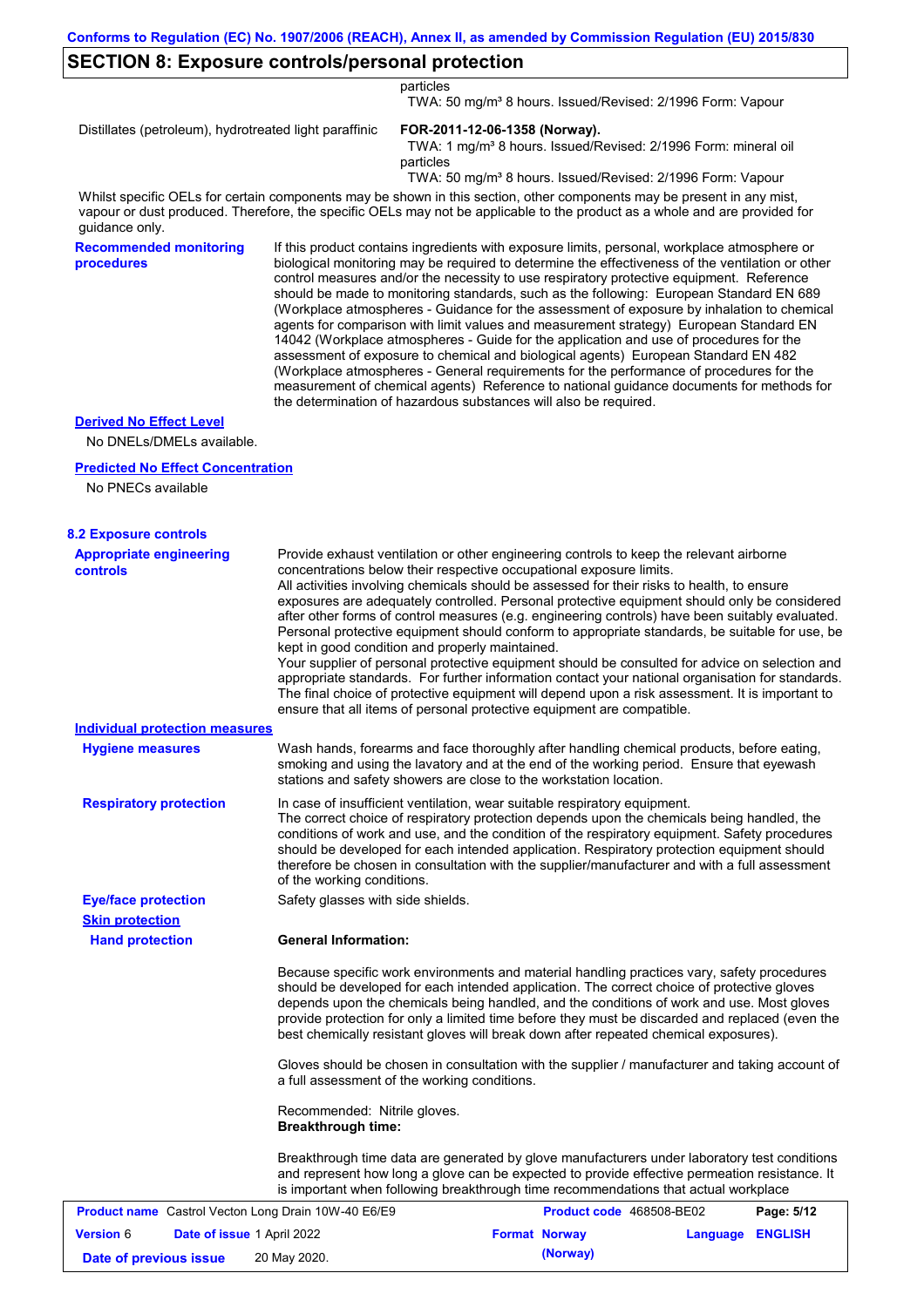## SECTION 8: Exposure controls/personal protection

| | |
|---|---|
| | particles<br>TWA: 50 mg/m³ 8 hours. Issued/Revised: 2/1996 Form: Vapour |
| Distillates (petroleum), hydrotreated light paraffinic | **FOR-2011-12-06-1358 (Norway).**<br>TWA: 1 mg/m³ 8 hours. Issued/Revised: 2/1996 Form: mineral oil particles<br>TWA: 50 mg/m³ 8 hours. Issued/Revised: 2/1996 Form: Vapour |

Whilst specific OELs for certain components may be shown in this section, other components may be present in any mist, vapour or dust produced. Therefore, the specific OELs may not be applicable to the product as a whole and are provided for guidance only.

**Recommended monitoring procedures**

If this product contains ingredients with exposure limits, personal, workplace atmosphere or biological monitoring may be required to determine the effectiveness of the ventilation or other control measures and/or the necessity to use respiratory protective equipment. Reference should be made to monitoring standards, such as the following: European Standard EN 689 (Workplace atmospheres - Guidance for the assessment of exposure by inhalation to chemical agents for comparison with limit values and measurement strategy) European Standard EN 14042 (Workplace atmospheres - Guide for the application and use of procedures for the assessment of exposure to chemical and biological agents) European Standard EN 482 (Workplace atmospheres - General requirements for the performance of procedures for the measurement of chemical agents) Reference to national guidance documents for methods for the determination of hazardous substances will also be required.

**Derived No Effect Level**

No DNELs/DMELs available.

**Predicted No Effect Concentration**

No PNECs available

### 8.2 Exposure controls

**Appropriate engineering controls**

Provide exhaust ventilation or other engineering controls to keep the relevant airborne concentrations below their respective occupational exposure limits.
All activities involving chemicals should be assessed for their risks to health, to ensure exposures are adequately controlled. Personal protective equipment should only be considered after other forms of control measures (e.g. engineering controls) have been suitably evaluated. Personal protective equipment should conform to appropriate standards, be suitable for use, be kept in good condition and properly maintained.
Your supplier of personal protective equipment should be consulted for advice on selection and appropriate standards. For further information contact your national organisation for standards. The final choice of protective equipment will depend upon a risk assessment. It is important to ensure that all items of personal protective equipment are compatible.

**Individual protection measures**

**Hygiene measures**

Wash hands, forearms and face thoroughly after handling chemical products, before eating, smoking and using the lavatory and at the end of the working period. Ensure that eyewash stations and safety showers are close to the workstation location.

**Respiratory protection**

In case of insufficient ventilation, wear suitable respiratory equipment.
The correct choice of respiratory protection depends upon the chemicals being handled, the conditions of work and use, and the condition of the respiratory equipment. Safety procedures should be developed for each intended application. Respiratory protection equipment should therefore be chosen in consultation with the supplier/manufacturer and with a full assessment of the working conditions.

**Eye/face protection**

Safety glasses with side shields.

**Skin protection**

**Hand protection**

**General Information:**

Because specific work environments and material handling practices vary, safety procedures should be developed for each intended application. The correct choice of protective gloves depends upon the chemicals being handled, and the conditions of work and use. Most gloves provide protection for only a limited time before they must be discarded and replaced (even the best chemically resistant gloves will break down after repeated chemical exposures).

Gloves should be chosen in consultation with the supplier / manufacturer and taking account of a full assessment of the working conditions.

Recommended: Nitrile gloves.
**Breakthrough time:**

Breakthrough time data are generated by glove manufacturers under laboratory test conditions and represent how long a glove can be expected to provide effective permeation resistance. It is important when following breakthrough time recommendations that actual workplace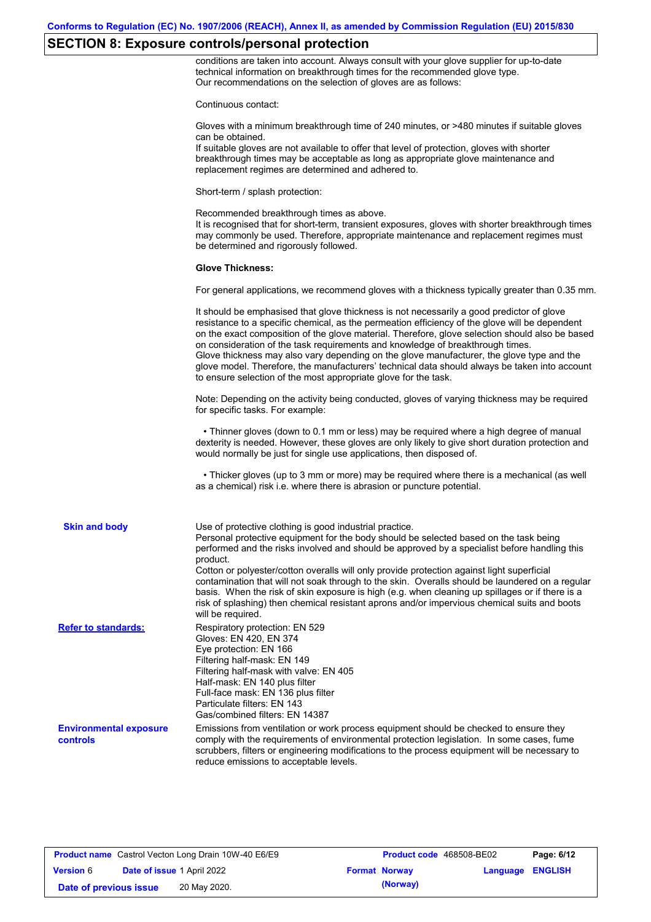## SECTION 8: Exposure controls/personal protection

conditions are taken into account. Always consult with your glove supplier for up-to-date technical information on breakthrough times for the recommended glove type.
Our recommendations on the selection of gloves are as follows:

Continuous contact:

Gloves with a minimum breakthrough time of 240 minutes, or >480 minutes if suitable gloves can be obtained.
If suitable gloves are not available to offer that level of protection, gloves with shorter breakthrough times may be acceptable as long as appropriate glove maintenance and replacement regimes are determined and adhered to.

Short-term / splash protection:

Recommended breakthrough times as above.
It is recognised that for short-term, transient exposures, gloves with shorter breakthrough times may commonly be used. Therefore, appropriate maintenance and replacement regimes must be determined and rigorously followed.

**Glove Thickness:**

For general applications, we recommend gloves with a thickness typically greater than 0.35 mm.

It should be emphasised that glove thickness is not necessarily a good predictor of glove resistance to a specific chemical, as the permeation efficiency of the glove will be dependent on the exact composition of the glove material. Therefore, glove selection should also be based on consideration of the task requirements and knowledge of breakthrough times.
Glove thickness may also vary depending on the glove manufacturer, the glove type and the glove model. Therefore, the manufacturers' technical data should always be taken into account to ensure selection of the most appropriate glove for the task.

Note: Depending on the activity being conducted, gloves of varying thickness may be required for specific tasks. For example:

• Thinner gloves (down to 0.1 mm or less) may be required where a high degree of manual dexterity is needed. However, these gloves are only likely to give short duration protection and would normally be just for single use applications, then disposed of.

• Thicker gloves (up to 3 mm or more) may be required where there is a mechanical (as well as a chemical) risk i.e. where there is abrasion or puncture potential.

**Skin and body**

Use of protective clothing is good industrial practice.
Personal protective equipment for the body should be selected based on the task being performed and the risks involved and should be approved by a specialist before handling this product.
Cotton or polyester/cotton overalls will only provide protection against light superficial contamination that will not soak through to the skin. Overalls should be laundered on a regular basis. When the risk of skin exposure is high (e.g. when cleaning up spillages or if there is a risk of splashing) then chemical resistant aprons and/or impervious chemical suits and boots will be required.

**Refer to standards:**

Respiratory protection: EN 529
Gloves: EN 420, EN 374
Eye protection: EN 166
Filtering half-mask: EN 149
Filtering half-mask with valve: EN 405
Half-mask: EN 140 plus filter
Full-face mask: EN 136 plus filter
Particulate filters: EN 143
Gas/combined filters: EN 14387

**Environmental exposure controls**

Emissions from ventilation or work process equipment should be checked to ensure they comply with the requirements of environmental protection legislation. In some cases, fume scrubbers, filters or engineering modifications to the process equipment will be necessary to reduce emissions to acceptable levels.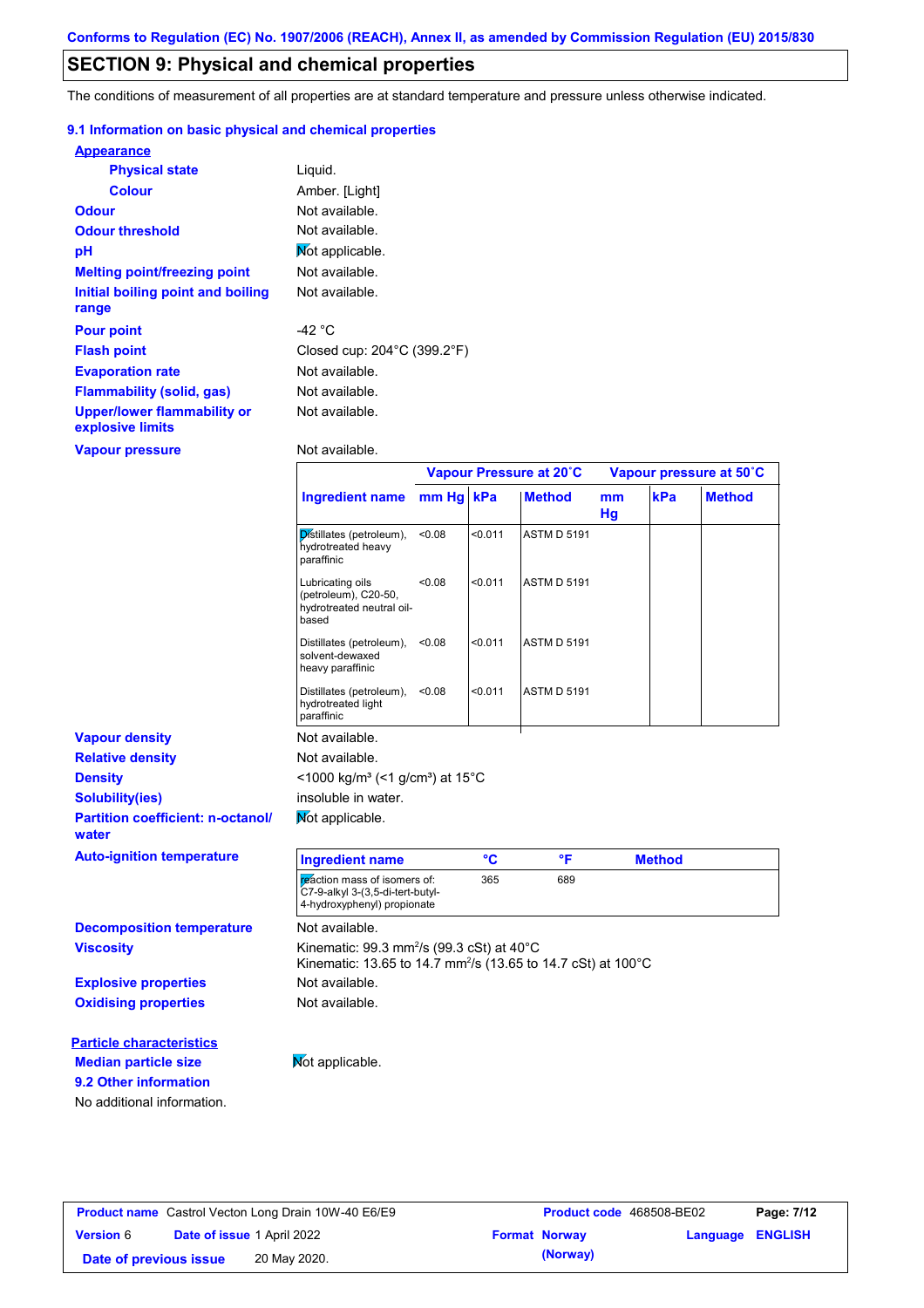Conforms to Regulation (EC) No. 1907/2006 (REACH), Annex II, as amended by Commission Regulation (EU) 2015/830

## SECTION 9: Physical and chemical properties

The conditions of measurement of all properties are at standard temperature and pressure unless otherwise indicated.

### 9.1 Information on basic physical and chemical properties

**Appearance**

| | |
|---|---|
| **Physical state** | Liquid. |
| **Colour** | Amber. [Light] |
| **Odour** | Not available. |
| **Odour threshold** | Not available. |
| **pH** | Not applicable. |
| **Melting point/freezing point** | Not available. |
| **Initial boiling point and boiling range** | Not available. |
| **Pour point** | -42 °C |
| **Flash point** | Closed cup: 204°C (399.2°F) |
| **Evaporation rate** | Not available. |
| **Flammability (solid, gas)** | Not available. |
| **Upper/lower flammability or explosive limits** | Not available. |
| **Vapour pressure** | Not available. |

| | Vapour Pressure at 20˚C | | | Vapour pressure at 50˚C | | |
|---|---|---|---|---|---|---|
| **Ingredient name** | **mm Hg** | **kPa** | **Method** | **mm Hg** | **kPa** | **Method** |
| Distillates (petroleum), hydrotreated heavy paraffinic | <0.08 | <0.011 | ASTM D 5191 | | | |
| Lubricating oils (petroleum), C20-50, hydrotreated neutral oil-based | <0.08 | <0.011 | ASTM D 5191 | | | |
| Distillates (petroleum), solvent-dewaxed heavy paraffinic | <0.08 | <0.011 | ASTM D 5191 | | | |
| Distillates (petroleum), hydrotreated light paraffinic | <0.08 | <0.011 | ASTM D 5191 | | | |

| | |
|---|---|
| **Vapour density** | Not available. |
| **Relative density** | Not available. |
| **Density** | <1000 kg/m³ (<1 g/cm³) at 15°C |
| **Solubility(ies)** | insoluble in water. |
| **Partition coefficient: n-octanol/water** | Not applicable. |
| **Auto-ignition temperature** | |

| Ingredient name | °C | °F | Method |
|---|---|---|---|
| reaction mass of isomers of: C7-9-alkyl 3-(3,5-di-tert-butyl-4-hydroxyphenyl) propionate | 365 | 689 | |

| | |
|---|---|
| **Decomposition temperature** | Not available. |
| **Viscosity** | Kinematic: 99.3 mm²/s (99.3 cSt) at 40°C<br>Kinematic: 13.65 to 14.7 mm²/s (13.65 to 14.7 cSt) at 100°C |
| **Explosive properties** | Not available. |
| **Oxidising properties** | Not available. |

**Particle characteristics**

| | |
|---|---|
| **Median particle size** | Not applicable. |

### 9.2 Other information

No additional information.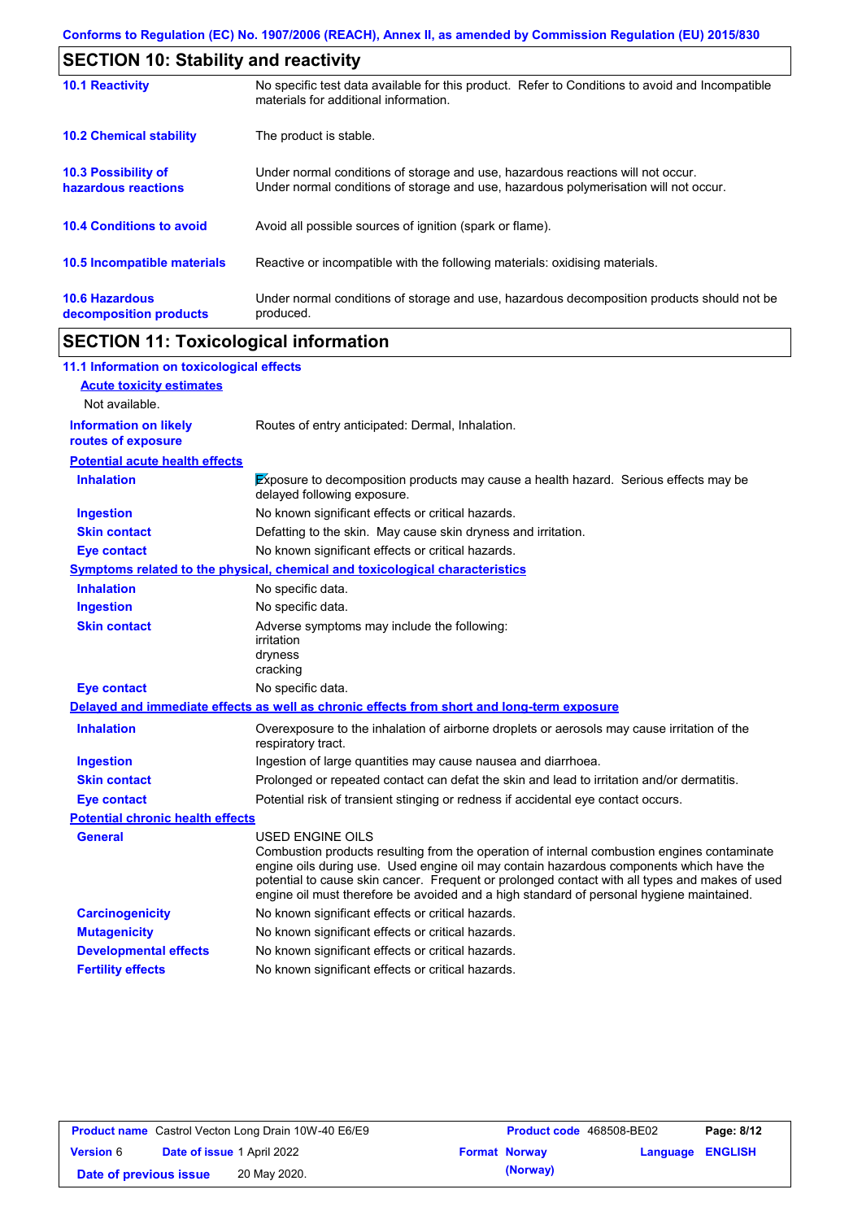Conforms to Regulation (EC) No. 1907/2006 (REACH), Annex II, as amended by Commission Regulation (EU) 2015/830

## SECTION 10: Stability and reactivity

| | |
|---|---|
| **10.1 Reactivity** | No specific test data available for this product. Refer to Conditions to avoid and Incompatible materials for additional information. |
| **10.2 Chemical stability** | The product is stable. |
| **10.3 Possibility of hazardous reactions** | Under normal conditions of storage and use, hazardous reactions will not occur. Under normal conditions of storage and use, hazardous polymerisation will not occur. |
| **10.4 Conditions to avoid** | Avoid all possible sources of ignition (spark or flame). |
| **10.5 Incompatible materials** | Reactive or incompatible with the following materials: oxidising materials. |
| **10.6 Hazardous decomposition products** | Under normal conditions of storage and use, hazardous decomposition products should not be produced. |

## SECTION 11: Toxicological information

### 11.1 Information on toxicological effects

**Acute toxicity estimates**

Not available.

| | |
|---|---|
| **Information on likely routes of exposure** | Routes of entry anticipated: Dermal, Inhalation. |

**Potential acute health effects**

| | |
|---|---|
| **Inhalation** | Exposure to decomposition products may cause a health hazard. Serious effects may be delayed following exposure. |
| **Ingestion** | No known significant effects or critical hazards. |
| **Skin contact** | Defatting to the skin. May cause skin dryness and irritation. |
| **Eye contact** | No known significant effects or critical hazards. |

**Symptoms related to the physical, chemical and toxicological characteristics**

| | |
|---|---|
| **Inhalation** | No specific data. |
| **Ingestion** | No specific data. |
| **Skin contact** | Adverse symptoms may include the following:<br>irritation<br>dryness<br>cracking |
| **Eye contact** | No specific data. |

**Delayed and immediate effects as well as chronic effects from short and long-term exposure**

| | |
|---|---|
| **Inhalation** | Overexposure to the inhalation of airborne droplets or aerosols may cause irritation of the respiratory tract. |
| **Ingestion** | Ingestion of large quantities may cause nausea and diarrhoea. |
| **Skin contact** | Prolonged or repeated contact can defat the skin and lead to irritation and/or dermatitis. |
| **Eye contact** | Potential risk of transient stinging or redness if accidental eye contact occurs. |

**Potential chronic health effects**

| | |
|---|---|
| **General** | USED ENGINE OILS<br>Combustion products resulting from the operation of internal combustion engines contaminate engine oils during use. Used engine oil may contain hazardous components which have the potential to cause skin cancer. Frequent or prolonged contact with all types and makes of used engine oil must therefore be avoided and a high standard of personal hygiene maintained. |
| **Carcinogenicity** | No known significant effects or critical hazards. |
| **Mutagenicity** | No known significant effects or critical hazards. |
| **Developmental effects** | No known significant effects or critical hazards. |
| **Fertility effects** | No known significant effects or critical hazards. |

| | | | |
|---|---|---|---|
| **Product name** Castrol Vecton Long Drain 10W-40 E6/E9 | | **Product code** 468508-BE02 | **Page:** 8/12 |
| **Version** 6 | **Date of issue** 1 April 2022 | **Format** Norway (Norway) | **Language** ENGLISH |
| **Date of previous issue** | 20 May 2020. | | |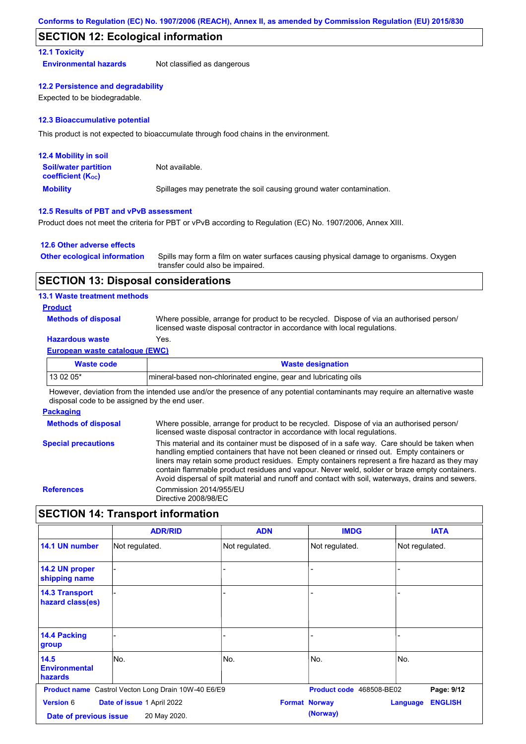## SECTION 12: Ecological information

### 12.1 Toxicity

**Environmental hazards** Not classified as dangerous

### 12.2 Persistence and degradability

Expected to be biodegradable.

### 12.3 Bioaccumulative potential

This product is not expected to bioaccumulate through food chains in the environment.

### 12.4 Mobility in soil

**Soil/water partition coefficient ($K_{OC}$)** Not available.

**Mobility** Spillages may penetrate the soil causing ground water contamination.

### 12.5 Results of PBT and vPvB assessment

Product does not meet the criteria for PBT or vPvB according to Regulation (EC) No. 1907/2006, Annex XIII.

### 12.6 Other adverse effects

**Other ecological information** Spills may form a film on water surfaces causing physical damage to organisms. Oxygen transfer could also be impaired.

## SECTION 13: Disposal considerations

### 13.1 Waste treatment methods

**Product**

**Methods of disposal** Where possible, arrange for product to be recycled. Dispose of via an authorised person/ licensed waste disposal contractor in accordance with local regulations.

**Hazardous waste** Yes.

**European waste catalogue (EWC)**

| Waste code | Waste designation |
| --- | --- |
| 13 02 05* | mineral-based non-chlorinated engine, gear and lubricating oils |

However, deviation from the intended use and/or the presence of any potential contaminants may require an alternative waste disposal code to be assigned by the end user.

**Packaging**

**Methods of disposal** Where possible, arrange for product to be recycled. Dispose of via an authorised person/ licensed waste disposal contractor in accordance with local regulations.

**Special precautions** This material and its container must be disposed of in a safe way. Care should be taken when handling emptied containers that have not been cleaned or rinsed out. Empty containers or liners may retain some product residues. Empty containers represent a fire hazard as they may contain flammable product residues and vapour. Never weld, solder or braze empty containers. Avoid dispersal of spilt material and runoff and contact with soil, waterways, drains and sewers.

**References** Commission 2014/955/EU
Directive 2008/98/EC

## SECTION 14: Transport information

| | ADR/RID | ADN | IMDG | IATA |
| --- | --- | --- | --- | --- |
| 14.1 UN number | Not regulated. | Not regulated. | Not regulated. | Not regulated. |
| 14.2 UN proper shipping name | - | - | - | - |
| 14.3 Transport hazard class(es) | - | - | - | - |
| 14.4 Packing group | - | - | - | - |
| 14.5 Environmental hazards | No. | No. | No. | No. |

**Product name** Castrol Vecton Long Drain 10W-40 E6/E9 **Product code** 468508-BE02

**Version** 6 **Date of issue** 1 April 2022 **Format** Norway (Norway) **Language** ENGLISH

**Date of previous issue** 20 May 2020.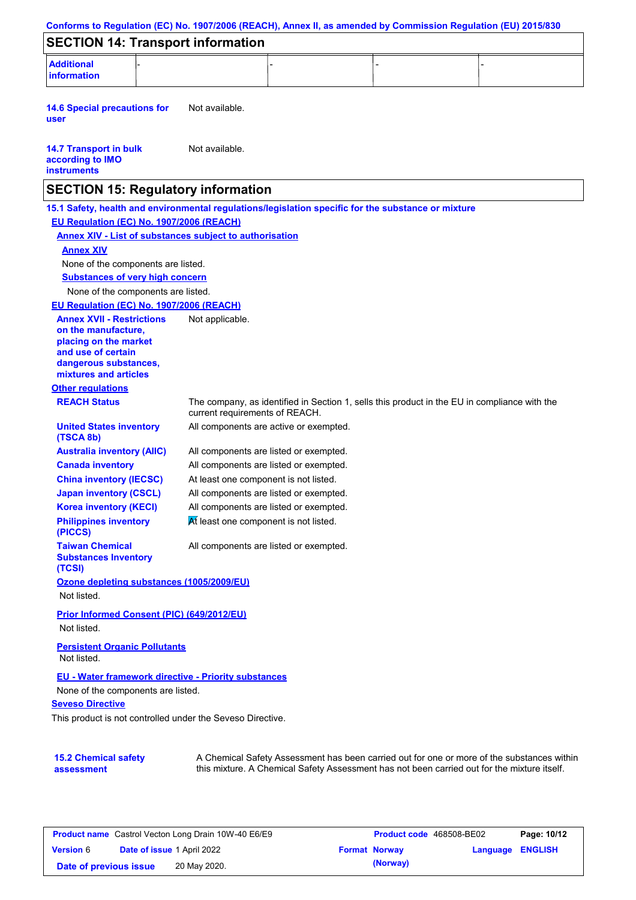## SECTION 14: Transport information

| Additional information | - | - | - | - |
|---|---|---|---|---|

**14.6 Special precautions for user** Not available.

**14.7 Transport in bulk according to IMO instruments** Not available.

## SECTION 15: Regulatory information

**15.1 Safety, health and environmental regulations/legislation specific for the substance or mixture**

**EU Regulation (EC) No. 1907/2006 (REACH)**

**Annex XIV - List of substances subject to authorisation**

**Annex XIV**

None of the components are listed.

**Substances of very high concern**

None of the components are listed.

**EU Regulation (EC) No. 1907/2006 (REACH)**

**Annex XVII - Restrictions on the manufacture, placing on the market and use of certain dangerous substances, mixtures and articles** Not applicable.

**Other regulations**

| | |
|---|---|
| **REACH Status** | The company, as identified in Section 1, sells this product in the EU in compliance with the current requirements of REACH. |
| **United States inventory (TSCA 8b)** | All components are active or exempted. |
| **Australia inventory (AIIC)** | All components are listed or exempted. |
| **Canada inventory** | All components are listed or exempted. |
| **China inventory (IECSC)** | At least one component is not listed. |
| **Japan inventory (CSCL)** | All components are listed or exempted. |
| **Korea inventory (KECI)** | All components are listed or exempted. |
| **Philippines inventory (PICCS)** | At least one component is not listed. |
| **Taiwan Chemical Substances Inventory (TCSI)** | All components are listed or exempted. |

**Ozone depleting substances (1005/2009/EU)**

Not listed.

**Prior Informed Consent (PIC) (649/2012/EU)**

Not listed.

**Persistent Organic Pollutants**

Not listed.

**EU - Water framework directive - Priority substances**

None of the components are listed.

**Seveso Directive**

This product is not controlled under the Seveso Directive.

**15.2 Chemical safety assessment** A Chemical Safety Assessment has been carried out for one or more of the substances within this mixture. A Chemical Safety Assessment has not been carried out for the mixture itself.

| **Product name** Castrol Vecton Long Drain 10W-40 E6/E9 | | **Product code** 468508-BE02 | **Page: 10/12** |
|---|---|---|---|
| **Version** 6 | **Date of issue** 1 April 2022 | **Format Norway (Norway)** | **Language ENGLISH** |
| **Date of previous issue** | 20 May 2020. | | |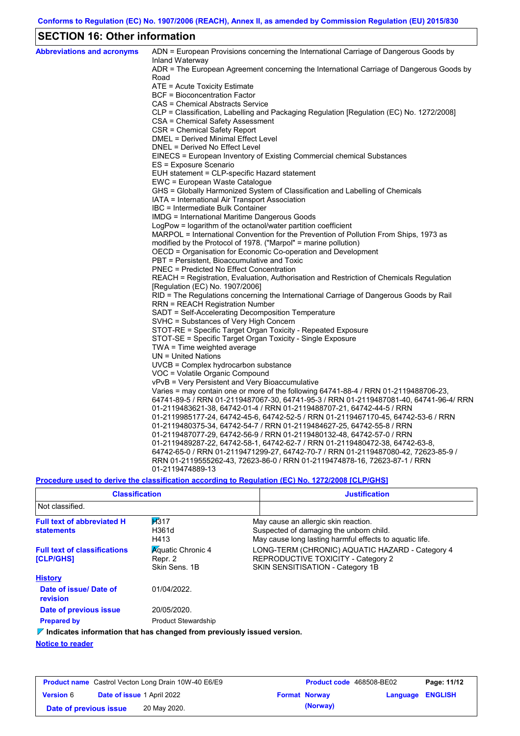## SECTION 16: Other information

**Abbreviations and acronyms**

ADN = European Provisions concerning the International Carriage of Dangerous Goods by Inland Waterway
ADR = The European Agreement concerning the International Carriage of Dangerous Goods by Road
ATE = Acute Toxicity Estimate
BCF = Bioconcentration Factor
CAS = Chemical Abstracts Service
CLP = Classification, Labelling and Packaging Regulation [Regulation (EC) No. 1272/2008]
CSA = Chemical Safety Assessment
CSR = Chemical Safety Report
DMEL = Derived Minimal Effect Level
DNEL = Derived No Effect Level
EINECS = European Inventory of Existing Commercial chemical Substances
ES = Exposure Scenario
EUH statement = CLP-specific Hazard statement
EWC = European Waste Catalogue
GHS = Globally Harmonized System of Classification and Labelling of Chemicals
IATA = International Air Transport Association
IBC = Intermediate Bulk Container
IMDG = International Maritime Dangerous Goods
LogPow = logarithm of the octanol/water partition coefficient
MARPOL = International Convention for the Prevention of Pollution From Ships, 1973 as modified by the Protocol of 1978. ("Marpol" = marine pollution)
OECD = Organisation for Economic Co-operation and Development
PBT = Persistent, Bioaccumulative and Toxic
PNEC = Predicted No Effect Concentration
REACH = Registration, Evaluation, Authorisation and Restriction of Chemicals Regulation [Regulation (EC) No. 1907/2006]
RID = The Regulations concerning the International Carriage of Dangerous Goods by Rail
RRN = REACH Registration Number
SADT = Self-Accelerating Decomposition Temperature
SVHC = Substances of Very High Concern
STOT-RE = Specific Target Organ Toxicity - Repeated Exposure
STOT-SE = Specific Target Organ Toxicity - Single Exposure
TWA = Time weighted average
UN = United Nations
UVCB = Complex hydrocarbon substance
VOC = Volatile Organic Compound
vPvB = Very Persistent and Very Bioaccumulative
Varies = may contain one or more of the following 64741-88-4 / RRN 01-2119488706-23, 64741-89-5 / RRN 01-2119487067-30, 64741-95-3 / RRN 01-2119487081-40, 64741-96-4/ RRN 01-2119483621-38, 64742-01-4 / RRN 01-2119488707-21, 64742-44-5 / RRN 01-2119985177-24, 64742-45-6, 64742-52-5 / RRN 01-2119467170-45, 64742-53-6 / RRN 01-2119480375-34, 64742-54-7 / RRN 01-2119484627-25, 64742-55-8 / RRN 01-2119487077-29, 64742-56-9 / RRN 01-2119480132-48, 64742-57-0 / RRN 01-2119489287-22, 64742-58-1, 64742-62-7 / RRN 01-2119480472-38, 64742-63-8, 64742-65-0 / RRN 01-2119471299-27, 64742-70-7 / RRN 01-2119487080-42, 72623-85-9 / RRN 01-2119555262-43, 72623-86-0 / RRN 01-2119474878-16, 72623-87-1 / RRN 01-2119474889-13

**Procedure used to derive the classification according to Regulation (EC) No. 1272/2008 [CLP/GHS]**

| Classification | Justification |
|---|---|
| Not classified. | |

**Full text of abbreviated H statements**

| | |
|---|---|
| H317 | May cause an allergic skin reaction. |
| H361d | Suspected of damaging the unborn child. |
| H413 | May cause long lasting harmful effects to aquatic life. |

**Full text of classifications [CLP/GHS]**

| | |
|---|---|
| Aquatic Chronic 4 | LONG-TERM (CHRONIC) AQUATIC HAZARD - Category 4 |
| Repr. 2 | REPRODUCTIVE TOXICITY - Category 2 |
| Skin Sens. 1B | SKIN SENSITISATION - Category 1B |

**History**

**Date of issue/ Date of revision** 01/04/2022.

**Date of previous issue** 20/05/2020.

**Prepared by** Product Stewardship

**Indicates information that has changed from previously issued version.**

**Notice to reader**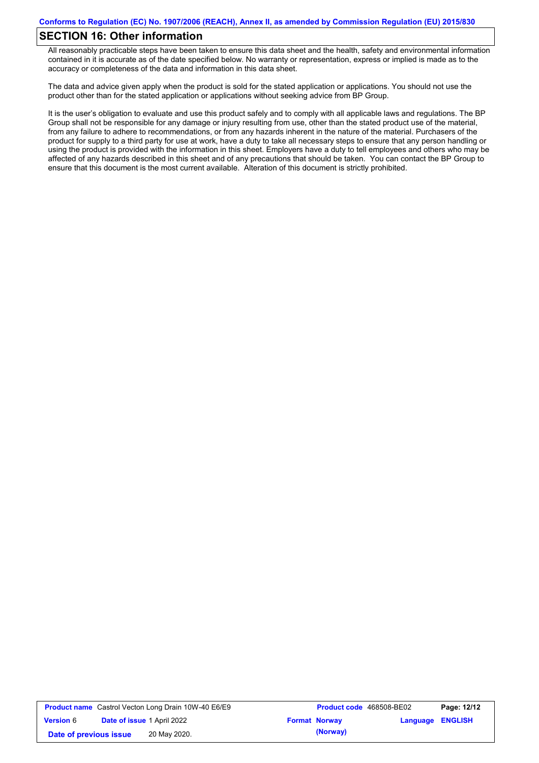## SECTION 16: Other information

All reasonably practicable steps have been taken to ensure this data sheet and the health, safety and environmental information contained in it is accurate as of the date specified below. No warranty or representation, express or implied is made as to the accuracy or completeness of the data and information in this data sheet.

The data and advice given apply when the product is sold for the stated application or applications. You should not use the product other than for the stated application or applications without seeking advice from BP Group.

It is the user's obligation to evaluate and use this product safely and to comply with all applicable laws and regulations. The BP Group shall not be responsible for any damage or injury resulting from use, other than the stated product use of the material, from any failure to adhere to recommendations, or from any hazards inherent in the nature of the material. Purchasers of the product for supply to a third party for use at work, have a duty to take all necessary steps to ensure that any person handling or using the product is provided with the information in this sheet. Employers have a duty to tell employees and others who may be affected of any hazards described in this sheet and of any precautions that should be taken. You can contact the BP Group to ensure that this document is the most current available. Alteration of this document is strictly prohibited.